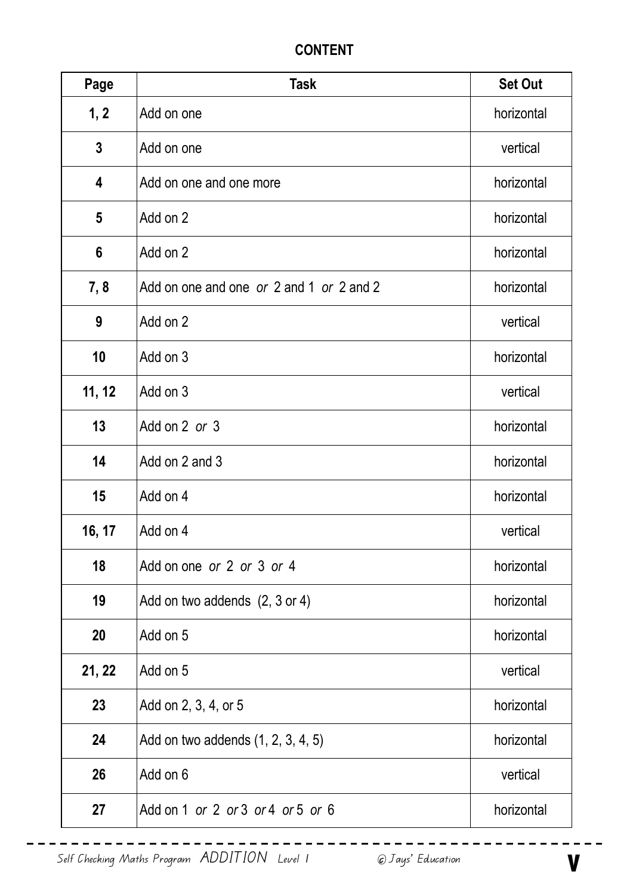## CONTENT

| Page | Task | Set Out |
|---|---|---|
| **1, 2** | Add on one | horizontal |
| **3** | Add on one | vertical |
| **4** | Add on one and one more | horizontal |
| **5** | Add on 2 | horizontal |
| **6** | Add on 2 | horizontal |
| **7, 8** | Add on one and one *or* 2 and 1 *or* 2 and 2 | horizontal |
| **9** | Add on 2 | vertical |
| **10** | Add on 3 | horizontal |
| **11, 12** | Add on 3 | vertical |
| **13** | Add on 2 *or* 3 | horizontal |
| **14** | Add on 2 and 3 | horizontal |
| **15** | Add on 4 | horizontal |
| **16, 17** | Add on 4 | vertical |
| **18** | Add on one *or* 2 *or* 3 *or* 4 | horizontal |
| **19** | Add on two addends (2, 3 or 4) | horizontal |
| **20** | Add on 5 | horizontal |
| **21, 22** | Add on 5 | vertical |
| **23** | Add on 2, 3, 4, or 5 | horizontal |
| **24** | Add on two addends (1, 2, 3, 4, 5) | horizontal |
| **26** | Add on 6 | vertical |
| **27** | Add on 1 *or* 2 *or* 3 *or* 4 *or* 5 *or* 6 | horizontal |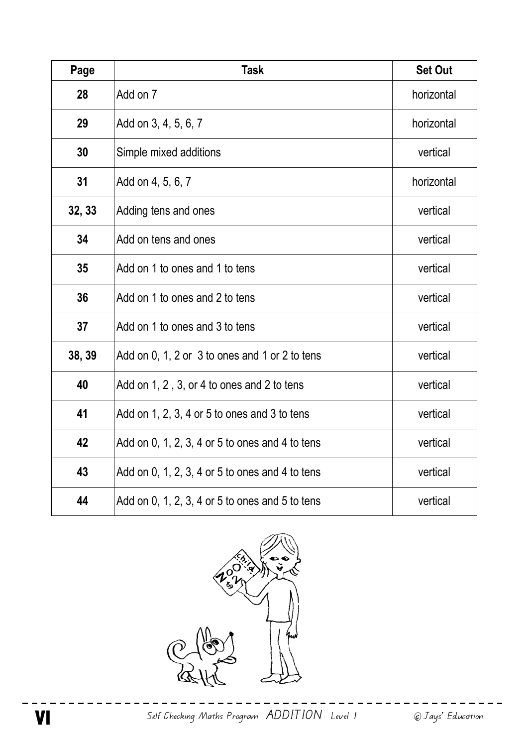| Page | Task | Set Out |
| --- | --- | --- |
| **28** | Add on 7 | horizontal |
| **29** | Add on 3, 4, 5, 6, 7 | horizontal |
| **30** | Simple mixed additions | vertical |
| **31** | Add on 4, 5, 6, 7 | horizontal |
| **32, 33** | Adding tens and ones | vertical |
| **34** | Add on tens and ones | vertical |
| **35** | Add on 1 to ones and 1 to tens | vertical |
| **36** | Add on 1 to ones and 2 to tens | vertical |
| **37** | Add on 1 to ones and 3 to tens | vertical |
| **38, 39** | Add on 0, 1, 2 or 3 to ones and 1 or 2 to tens | vertical |
| **40** | Add on 1, 2 , 3, or 4 to ones and 2 to tens | vertical |
| **41** | Add on 1, 2, 3, 4 or 5 to ones and 3 to tens | vertical |
| **42** | Add on 0, 1, 2, 3, 4 or 5 to ones and 4 to tens | vertical |
| **43** | Add on 0, 1, 2, 3, 4 or 5 to ones and 4 to tens | vertical |
| **44** | Add on 0, 1, 2, 3, 4 or 5 to ones and 5 to tens | vertical |